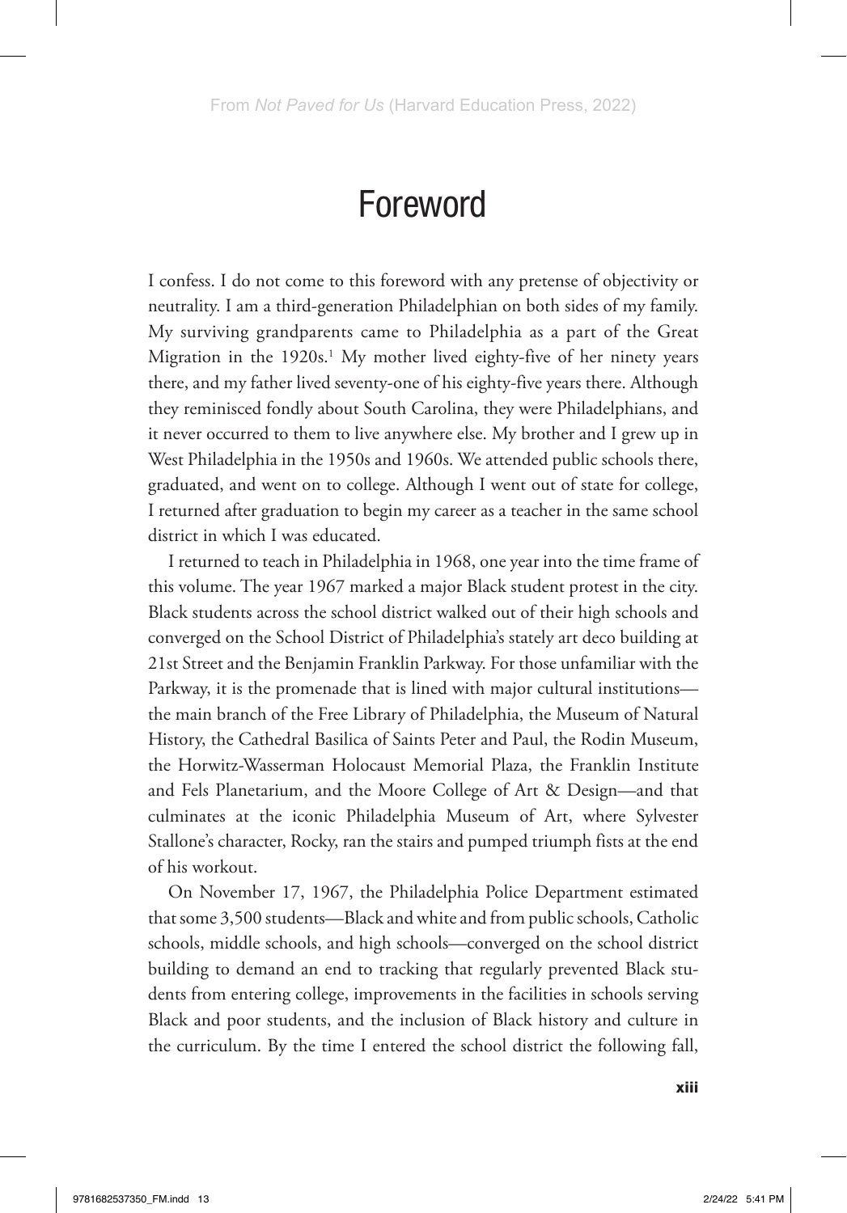# Foreword

I confess. I do not come to this foreword with any pretense of objectivity or neutrality. I am a third-generation Philadelphian on both sides of my family. My surviving grandparents came to Philadelphia as a part of the Great Migration in the 1920s.[1] My mother lived eighty-five of her ninety years there, and my father lived seventy-one of his eighty-five years there. Although they reminisced fondly about South Carolina, they were Philadelphians, and it never occurred to them to live anywhere else. My brother and I grew up in West Philadelphia in the 1950s and 1960s. We attended public schools there, graduated, and went on to college. Although I went out of state for college, I returned after graduation to begin my career as a teacher in the same school district in which I was educated.

I returned to teach in Philadelphia in 1968, one year into the time frame of this volume. The year 1967 marked a major Black student protest in the city. Black students across the school district walked out of their high schools and converged on the School District of Philadelphia's stately art deco building at 21st Street and the Benjamin Franklin Parkway. For those unfamiliar with the Parkway, it is the promenade that is lined with major cultural institutions—the main branch of the Free Library of Philadelphia, the Museum of Natural History, the Cathedral Basilica of Saints Peter and Paul, the Rodin Museum, the Horwitz-Wasserman Holocaust Memorial Plaza, the Franklin Institute and Fels Planetarium, and the Moore College of Art & Design—and that culminates at the iconic Philadelphia Museum of Art, where Sylvester Stallone's character, Rocky, ran the stairs and pumped triumph fists at the end of his workout.

On November 17, 1967, the Philadelphia Police Department estimated that some 3,500 students—Black and white and from public schools, Catholic schools, middle schools, and high schools—converged on the school district building to demand an end to tracking that regularly prevented Black students from entering college, improvements in the facilities in schools serving Black and poor students, and the inclusion of Black history and culture in the curriculum. By the time I entered the school district the following fall,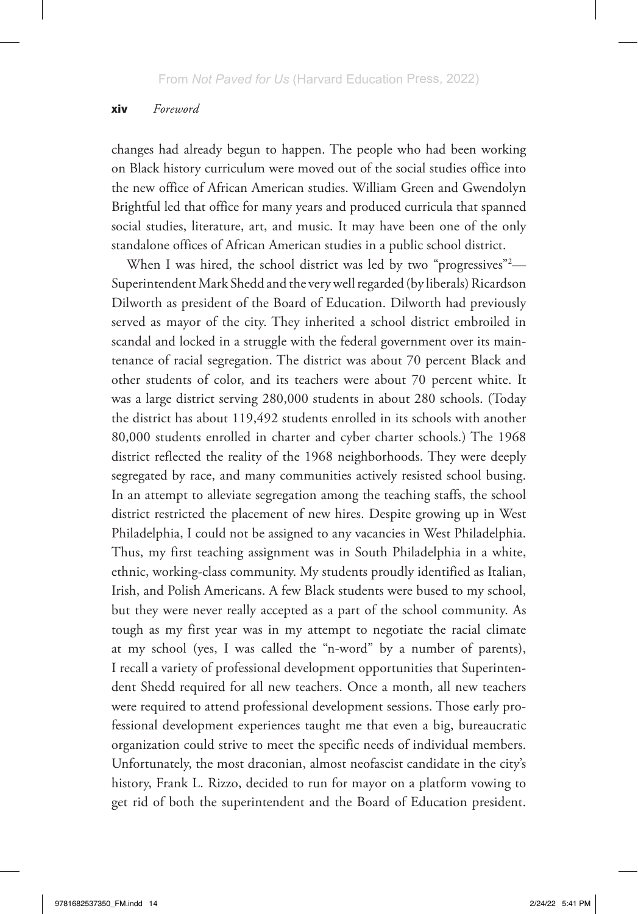changes had already begun to happen. The people who had been working on Black history curriculum were moved out of the social studies office into the new office of African American studies. William Green and Gwendolyn Brightful led that office for many years and produced curricula that spanned social studies, literature, art, and music. It may have been one of the only standalone offices of African American studies in a public school district.

When I was hired, the school district was led by two "progressives"[2]—Superintendent Mark Shedd and the very well regarded (by liberals) Ricardson Dilworth as president of the Board of Education. Dilworth had previously served as mayor of the city. They inherited a school district embroiled in scandal and locked in a struggle with the federal government over its maintenance of racial segregation. The district was about 70 percent Black and other students of color, and its teachers were about 70 percent white. It was a large district serving 280,000 students in about 280 schools. (Today the district has about 119,492 students enrolled in its schools with another 80,000 students enrolled in charter and cyber charter schools.) The 1968 district reflected the reality of the 1968 neighborhoods. They were deeply segregated by race, and many communities actively resisted school busing. In an attempt to alleviate segregation among the teaching staffs, the school district restricted the placement of new hires. Despite growing up in West Philadelphia, I could not be assigned to any vacancies in West Philadelphia. Thus, my first teaching assignment was in South Philadelphia in a white, ethnic, working-class community. My students proudly identified as Italian, Irish, and Polish Americans. A few Black students were bused to my school, but they were never really accepted as a part of the school community. As tough as my first year was in my attempt to negotiate the racial climate at my school (yes, I was called the "n-word" by a number of parents), I recall a variety of professional development opportunities that Superintendent Shedd required for all new teachers. Once a month, all new teachers were required to attend professional development sessions. Those early professional development experiences taught me that even a big, bureaucratic organization could strive to meet the specific needs of individual members. Unfortunately, the most draconian, almost neofascist candidate in the city's history, Frank L. Rizzo, decided to run for mayor on a platform vowing to get rid of both the superintendent and the Board of Education president.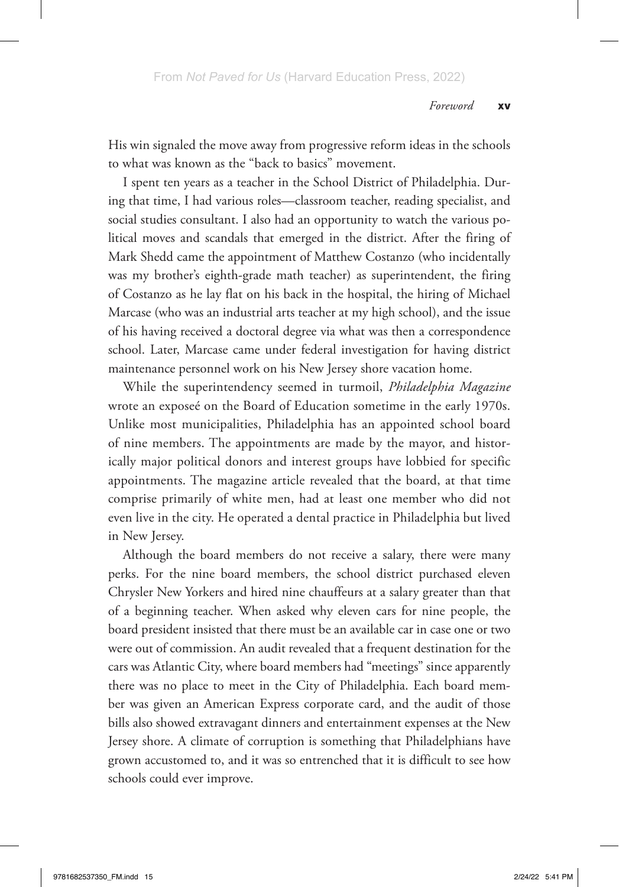His win signaled the move away from progressive reform ideas in the schools to what was known as the "back to basics" movement.

I spent ten years as a teacher in the School District of Philadelphia. During that time, I had various roles—classroom teacher, reading specialist, and social studies consultant. I also had an opportunity to watch the various political moves and scandals that emerged in the district. After the firing of Mark Shedd came the appointment of Matthew Costanzo (who incidentally was my brother's eighth-grade math teacher) as superintendent, the firing of Costanzo as he lay flat on his back in the hospital, the hiring of Michael Marcase (who was an industrial arts teacher at my high school), and the issue of his having received a doctoral degree via what was then a correspondence school. Later, Marcase came under federal investigation for having district maintenance personnel work on his New Jersey shore vacation home.

While the superintendency seemed in turmoil, *Philadelphia Magazine* wrote an exposeé on the Board of Education sometime in the early 1970s. Unlike most municipalities, Philadelphia has an appointed school board of nine members. The appointments are made by the mayor, and historically major political donors and interest groups have lobbied for specific appointments. The magazine article revealed that the board, at that time comprise primarily of white men, had at least one member who did not even live in the city. He operated a dental practice in Philadelphia but lived in New Jersey.

Although the board members do not receive a salary, there were many perks. For the nine board members, the school district purchased eleven Chrysler New Yorkers and hired nine chauffeurs at a salary greater than that of a beginning teacher. When asked why eleven cars for nine people, the board president insisted that there must be an available car in case one or two were out of commission. An audit revealed that a frequent destination for the cars was Atlantic City, where board members had "meetings" since apparently there was no place to meet in the City of Philadelphia. Each board member was given an American Express corporate card, and the audit of those bills also showed extravagant dinners and entertainment expenses at the New Jersey shore. A climate of corruption is something that Philadelphians have grown accustomed to, and it was so entrenched that it is difficult to see how schools could ever improve.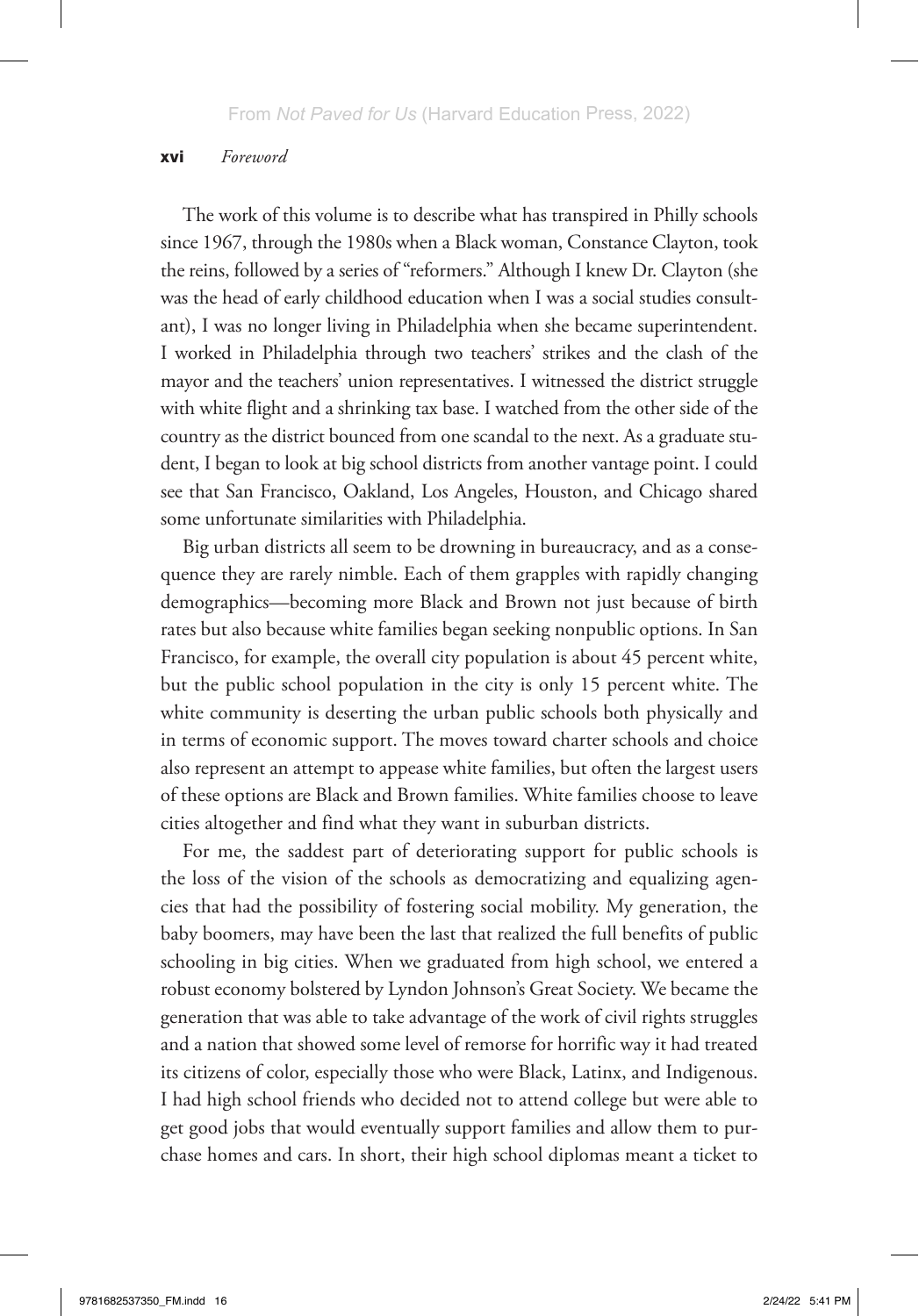The work of this volume is to describe what has transpired in Philly schools since 1967, through the 1980s when a Black woman, Constance Clayton, took the reins, followed by a series of "reformers." Although I knew Dr. Clayton (she was the head of early childhood education when I was a social studies consultant), I was no longer living in Philadelphia when she became superintendent. I worked in Philadelphia through two teachers' strikes and the clash of the mayor and the teachers' union representatives. I witnessed the district struggle with white flight and a shrinking tax base. I watched from the other side of the country as the district bounced from one scandal to the next. As a graduate student, I began to look at big school districts from another vantage point. I could see that San Francisco, Oakland, Los Angeles, Houston, and Chicago shared some unfortunate similarities with Philadelphia.

Big urban districts all seem to be drowning in bureaucracy, and as a consequence they are rarely nimble. Each of them grapples with rapidly changing demographics—becoming more Black and Brown not just because of birth rates but also because white families began seeking nonpublic options. In San Francisco, for example, the overall city population is about 45 percent white, but the public school population in the city is only 15 percent white. The white community is deserting the urban public schools both physically and in terms of economic support. The moves toward charter schools and choice also represent an attempt to appease white families, but often the largest users of these options are Black and Brown families. White families choose to leave cities altogether and find what they want in suburban districts.

For me, the saddest part of deteriorating support for public schools is the loss of the vision of the schools as democratizing and equalizing agencies that had the possibility of fostering social mobility. My generation, the baby boomers, may have been the last that realized the full benefits of public schooling in big cities. When we graduated from high school, we entered a robust economy bolstered by Lyndon Johnson's Great Society. We became the generation that was able to take advantage of the work of civil rights struggles and a nation that showed some level of remorse for horrific way it had treated its citizens of color, especially those who were Black, Latinx, and Indigenous. I had high school friends who decided not to attend college but were able to get good jobs that would eventually support families and allow them to purchase homes and cars. In short, their high school diplomas meant a ticket to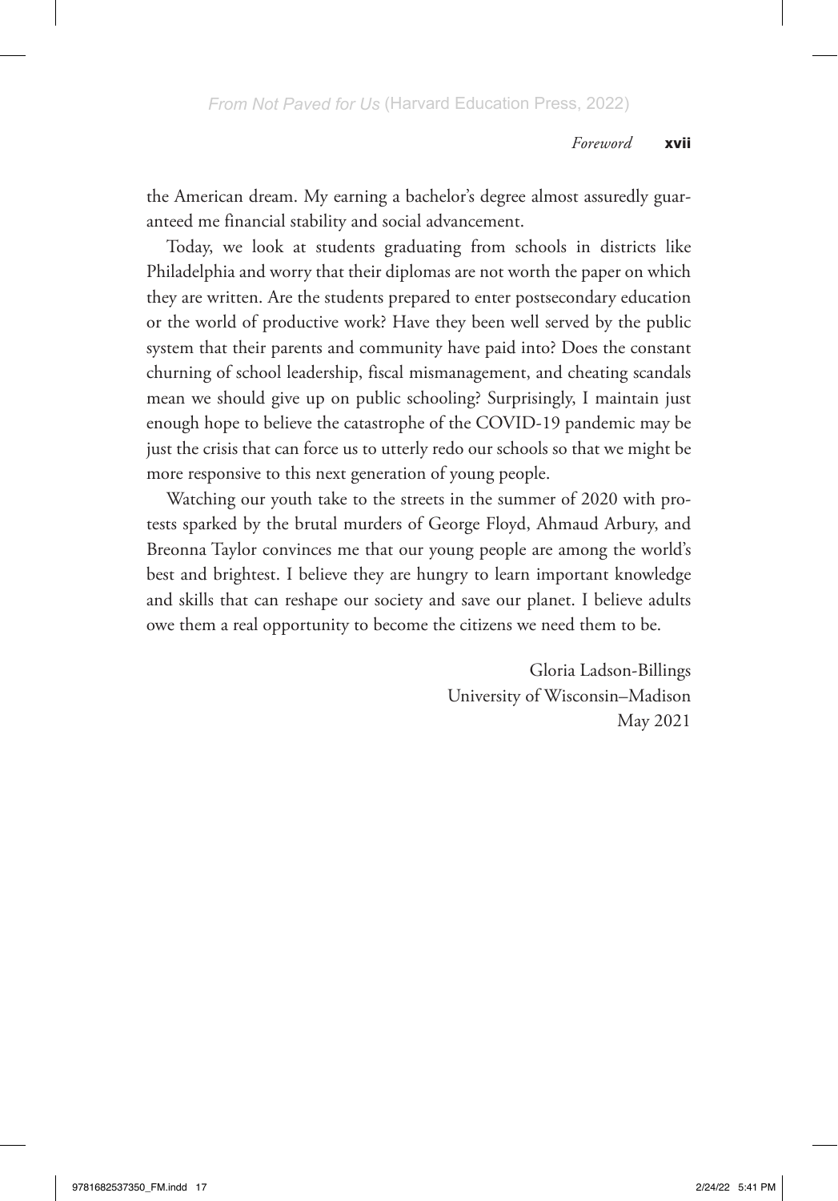the American dream. My earning a bachelor's degree almost assuredly guaranteed me financial stability and social advancement.

Today, we look at students graduating from schools in districts like Philadelphia and worry that their diplomas are not worth the paper on which they are written. Are the students prepared to enter postsecondary education or the world of productive work? Have they been well served by the public system that their parents and community have paid into? Does the constant churning of school leadership, fiscal mismanagement, and cheating scandals mean we should give up on public schooling? Surprisingly, I maintain just enough hope to believe the catastrophe of the COVID-19 pandemic may be just the crisis that can force us to utterly redo our schools so that we might be more responsive to this next generation of young people.

Watching our youth take to the streets in the summer of 2020 with protests sparked by the brutal murders of George Floyd, Ahmaud Arbury, and Breonna Taylor convinces me that our young people are among the world's best and brightest. I believe they are hungry to learn important knowledge and skills that can reshape our society and save our planet. I believe adults owe them a real opportunity to become the citizens we need them to be.

Gloria Ladson-Billings
University of Wisconsin–Madison
May 2021